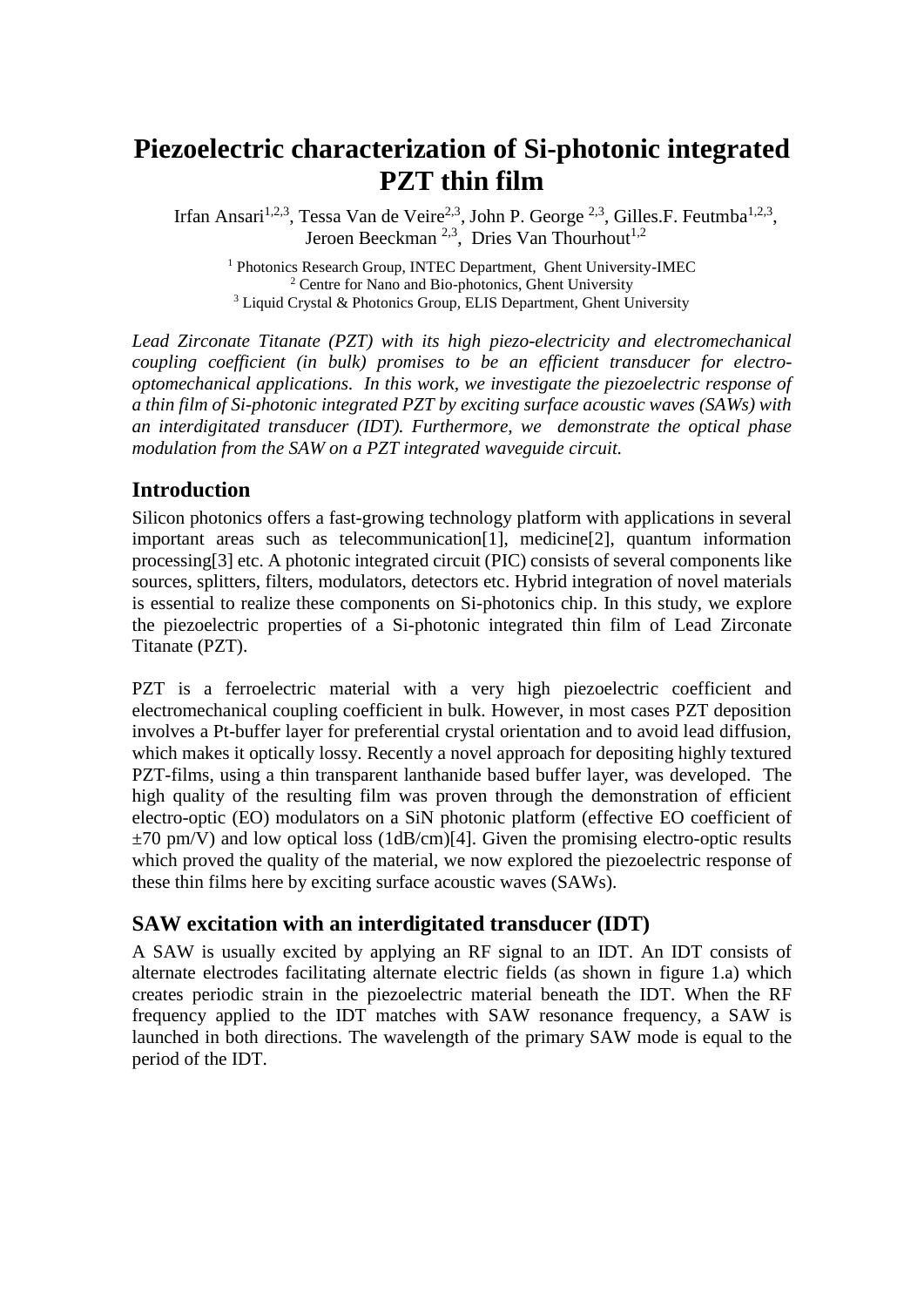# Piezoelectric characterization of Si-photonic integrated PZT thin film

Irfan Ansari[1,2,3], Tessa Van de Veire[2,3], John P. George [2,3], Gilles.F. Feutmba[1,2,3], Jeroen Beeckman [2,3], Dries Van Thourhout[1,2]

[1] Photonics Research Group, INTEC Department, Ghent University-IMEC
[2] Centre for Nano and Bio-photonics, Ghent University
[3] Liquid Crystal & Photonics Group, ELIS Department, Ghent University

*Lead Zirconate Titanate (PZT) with its high piezo-electricity and electromechanical coupling coefficient (in bulk) promises to be an efficient transducer for electro-optomechanical applications. In this work, we investigate the piezoelectric response of a thin film of Si-photonic integrated PZT by exciting surface acoustic waves (SAWs) with an interdigitated transducer (IDT). Furthermore, we demonstrate the optical phase modulation from the SAW on a PZT integrated waveguide circuit.*

## Introduction

Silicon photonics offers a fast-growing technology platform with applications in several important areas such as telecommunication[1], medicine[2], quantum information processing[3] etc. A photonic integrated circuit (PIC) consists of several components like sources, splitters, filters, modulators, detectors etc. Hybrid integration of novel materials is essential to realize these components on Si-photonics chip. In this study, we explore the piezoelectric properties of a Si-photonic integrated thin film of Lead Zirconate Titanate (PZT).

PZT is a ferroelectric material with a very high piezoelectric coefficient and electromechanical coupling coefficient in bulk. However, in most cases PZT deposition involves a Pt-buffer layer for preferential crystal orientation and to avoid lead diffusion, which makes it optically lossy. Recently a novel approach for depositing highly textured PZT-films, using a thin transparent lanthanide based buffer layer, was developed. The high quality of the resulting film was proven through the demonstration of efficient electro-optic (EO) modulators on a SiN photonic platform (effective EO coefficient of $\pm70$ pm/V) and low optical loss (1dB/cm)[4]. Given the promising electro-optic results which proved the quality of the material, we now explored the piezoelectric response of these thin films here by exciting surface acoustic waves (SAWs).

## SAW excitation with an interdigitated transducer (IDT)

A SAW is usually excited by applying an RF signal to an IDT. An IDT consists of alternate electrodes facilitating alternate electric fields (as shown in figure 1.a) which creates periodic strain in the piezoelectric material beneath the IDT. When the RF frequency applied to the IDT matches with SAW resonance frequency, a SAW is launched in both directions. The wavelength of the primary SAW mode is equal to the period of the IDT.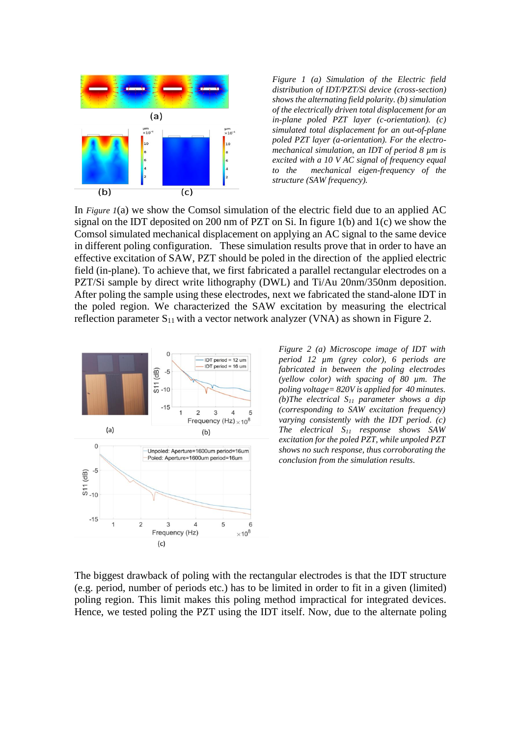*Figure 1 (a) Simulation of the Electric field distribution of IDT/PZT/Si device (cross-section) shows the alternating field polarity. (b) simulation of the electrically driven total displacement for an in-plane poled PZT layer (c-orientation). (c) simulated total displacement for an out-of-plane poled PZT layer (a-orientation). For the electro-mechanical simulation, an IDT of period 8 µm is excited with a 10 V AC signal of frequency equal to the mechanical eigen-frequency of the structure (SAW frequency).*

In *Figure 1*(a) we show the Comsol simulation of the electric field due to an applied AC signal on the IDT deposited on 200 nm of PZT on Si. In figure 1(b) and 1(c) we show the Comsol simulated mechanical displacement on applying an AC signal to the same device in different poling configuration. These simulation results prove that in order to have an effective excitation of SAW, PZT should be poled in the direction of the applied electric field (in-plane). To achieve that, we first fabricated a parallel rectangular electrodes on a PZT/Si sample by direct write lithography (DWL) and Ti/Au 20nm/350nm deposition. After poling the sample using these electrodes, next we fabricated the stand-alone IDT in the poled region. We characterized the SAW excitation by measuring the electrical reflection parameter $S_{11}$ with a vector network analyzer (VNA) as shown in Figure 2.

*Figure 2 (a) Microscope image of IDT with period 12 µm (grey color), 6 periods are fabricated in between the poling electrodes (yellow color) with spacing of 80 µm. The poling voltage= 820V is applied for 40 minutes. (b)The electrical $S_{11}$ parameter shows a dip (corresponding to SAW excitation frequency) varying consistently with the IDT period. (c) The electrical $S_{11}$ response shows SAW excitation for the poled PZT, while unpoled PZT shows no such response, thus corroborating the conclusion from the simulation results.*

The biggest drawback of poling with the rectangular electrodes is that the IDT structure (e.g. period, number of periods etc.) has to be limited in order to fit in a given (limited) poling region. This limit makes this poling method impractical for integrated devices. Hence, we tested poling the PZT using the IDT itself. Now, due to the alternate poling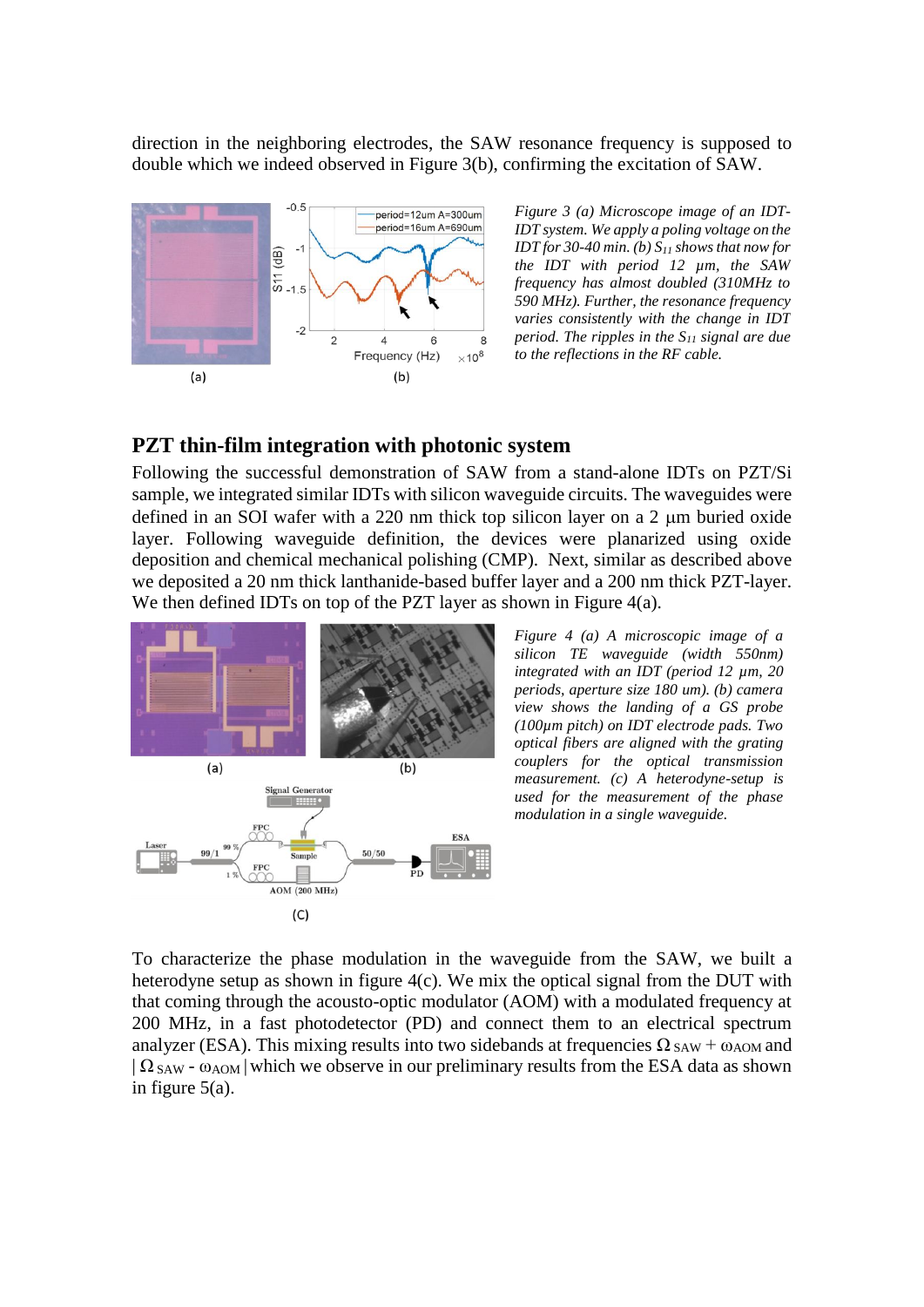direction in the neighboring electrodes, the SAW resonance frequency is supposed to double which we indeed observed in Figure 3(b), confirming the excitation of SAW.

*Figure 3 (a) Microscope image of an IDT-IDT system. We apply a poling voltage on the IDT for 30-40 min. (b) $S_{11}$ shows that now for the IDT with period 12 μm, the SAW frequency has almost doubled (310MHz to 590 MHz). Further, the resonance frequency varies consistently with the change in IDT period. The ripples in the $S_{11}$ signal are due to the reflections in the RF cable.*

## PZT thin-film integration with photonic system

Following the successful demonstration of SAW from a stand-alone IDTs on PZT/Si sample, we integrated similar IDTs with silicon waveguide circuits. The waveguides were defined in an SOI wafer with a 220 nm thick top silicon layer on a 2 μm buried oxide layer. Following waveguide definition, the devices were planarized using oxide deposition and chemical mechanical polishing (CMP). Next, similar as described above we deposited a 20 nm thick lanthanide-based buffer layer and a 200 nm thick PZT-layer. We then defined IDTs on top of the PZT layer as shown in Figure 4(a).

*Figure 4 (a) A microscopic image of a silicon TE waveguide (width 550nm) integrated with an IDT (period 12 μm, 20 periods, aperture size 180 um). (b) camera view shows the landing of a GS probe (100μm pitch) on IDT electrode pads. Two optical fibers are aligned with the grating couplers for the optical transmission measurement. (c) A heterodyne-setup is used for the measurement of the phase modulation in a single waveguide.*

To characterize the phase modulation in the waveguide from the SAW, we built a heterodyne setup as shown in figure 4(c). We mix the optical signal from the DUT with that coming through the acousto-optic modulator (AOM) with a modulated frequency at 200 MHz, in a fast photodetector (PD) and connect them to an electrical spectrum analyzer (ESA). This mixing results into two sidebands at frequencies $\Omega_{SAW} + \omega_{AOM}$ and $|\Omega_{SAW} - \omega_{AOM}|$ which we observe in our preliminary results from the ESA data as shown in figure 5(a).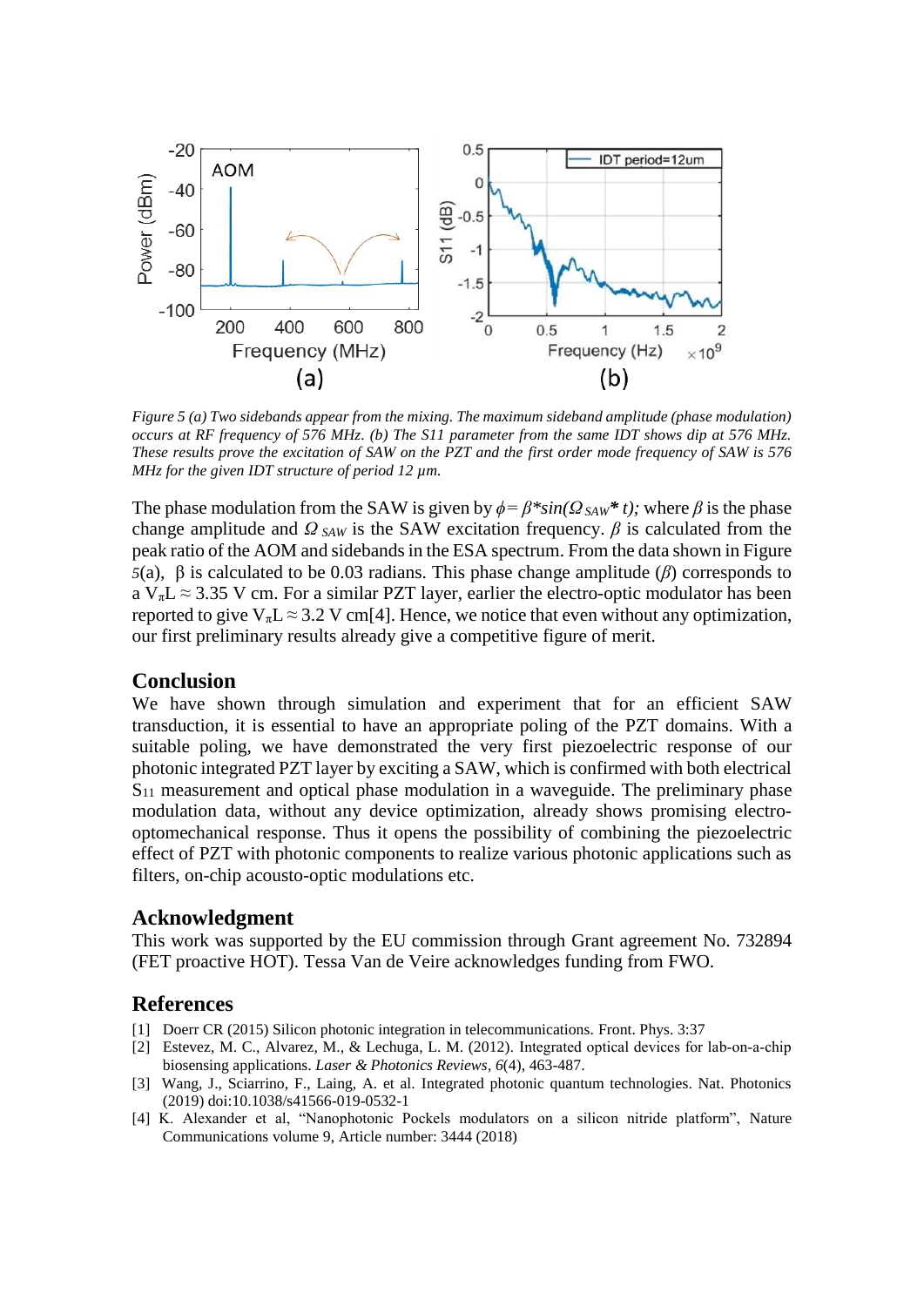(a)

AOM

Power (dBm)

-20
-40
-60
-80
-100

200 400 600 800

Frequency (MHz)

(b)

IDT period=12um

S11 (dB)

0.5
0
-0.5
-1
-1.5
-2

0 0.5 1 1.5 2

Frequency (Hz) $\times 10^9$

*Figure 5 (a) Two sidebands appear from the mixing. The maximum sideband amplitude (phase modulation) occurs at RF frequency of 576 MHz. (b) The S11 parameter from the same IDT shows dip at 576 MHz. These results prove the excitation of SAW on the PZT and the first order mode frequency of SAW is 576 MHz for the given IDT structure of period 12 µm.*

The phase modulation from the SAW is given by $\phi = \beta * \sin(\Omega_{SAW} * t)$; where $\beta$ is the phase change amplitude and $\Omega_{SAW}$ is the SAW excitation frequency. $\beta$ is calculated from the peak ratio of the AOM and sidebands in the ESA spectrum. From the data shown in Figure 5(a), β is calculated to be 0.03 radians. This phase change amplitude ($\beta$) corresponds to a $V_{\pi}L \approx 3.35$ V cm. For a similar PZT layer, earlier the electro-optic modulator has been reported to give $V_{\pi}L \approx 3.2$ V cm[4]. Hence, we notice that even without any optimization, our first preliminary results already give a competitive figure of merit.

## Conclusion

We have shown through simulation and experiment that for an efficient SAW transduction, it is essential to have an appropriate poling of the PZT domains. With a suitable poling, we have demonstrated the very first piezoelectric response of our photonic integrated PZT layer by exciting a SAW, which is confirmed with both electrical $S_{11}$ measurement and optical phase modulation in a waveguide. The preliminary phase modulation data, without any device optimization, already shows promising electro-optomechanical response. Thus it opens the possibility of combining the piezoelectric effect of PZT with photonic components to realize various photonic applications such as filters, on-chip acousto-optic modulations etc.

## Acknowledgment

This work was supported by the EU commission through Grant agreement No. 732894 (FET proactive HOT). Tessa Van de Veire acknowledges funding from FWO.

## References

[1] Doerr CR (2015) Silicon photonic integration in telecommunications. Front. Phys. 3:37

[2] Estevez, M. C., Alvarez, M., & Lechuga, L. M. (2012). Integrated optical devices for lab-on-a-chip biosensing applications. *Laser & Photonics Reviews*, *6*(4), 463-487.

[3] Wang, J., Sciarrino, F., Laing, A. et al. Integrated photonic quantum technologies. Nat. Photonics (2019) doi:10.1038/s41566-019-0532-1

[4] K. Alexander et al, "Nanophotonic Pockels modulators on a silicon nitride platform", Nature Communications volume 9, Article number: 3444 (2018)